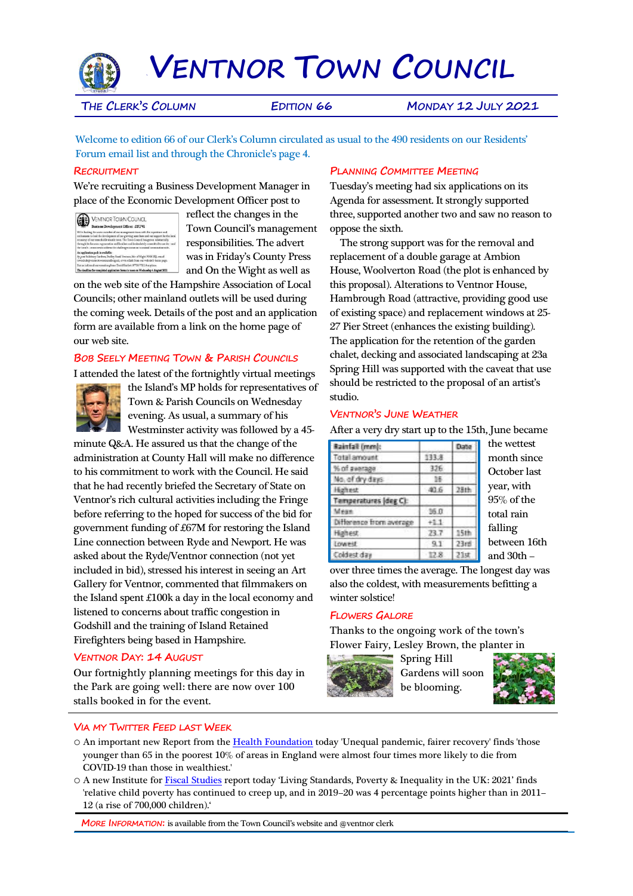# VENTNOR TOWN COUNCIL

THE CLERK'S COLUMN | EDITION 66 | MONDAY 12 JULY 2021

Welcome to edition 66 of our Clerk's Column circulated as usual to the 490 residents on our Residents' Forum email list and through the Chronicle's page 4.

## RECRUITMENT

We're recruiting a Business Development Manager in place of the Economic Development Officer post to reflect the changes in the Town Council's management responsibilities. The advert was in Friday's County Press and On the Wight as well as on the web site of the Hampshire Association of Local Councils; other mainland outlets will be used during the coming week. Details of the post and an application form are available from a link on the home page of our web site.

## BOB SEELY MEETING TOWN & PARISH COUNCILS

I attended the latest of the fortnightly virtual meetings the Island's MP holds for representatives of Town & Parish Councils on Wednesday evening. As usual, a summary of his Westminster activity was followed by a 45-minute Q&A. He assured us that the change of the administration at County Hall will make no difference to his commitment to work with the Council. He said that he had recently briefed the Secretary of State on Ventnor's rich cultural activities including the Fringe before referring to the hoped for success of the bid for government funding of £67M for restoring the Island Line connection between Ryde and Newport. He was asked about the Ryde/Ventnor connection (not yet included in bid), stressed his interest in seeing an Art Gallery for Ventnor, commented that filmmakers on the Island spent £100k a day in the local economy and listened to concerns about traffic congestion in Godshill and the training of Island Retained Firefighters being based in Hampshire.

## VENTNOR DAY: 14 AUGUST

Our fortnightly planning meetings for this day in the Park are going well: there are now over 100 stalls booked in for the event.

## PLANNING COMMITTEE MEETING

Tuesday's meeting had six applications on its Agenda for assessment. It strongly supported three, supported another two and saw no reason to oppose the sixth.

The strong support was for the removal and replacement of a double garage at Ambion House, Woolverton Road (the plot is enhanced by this proposal). Alterations to Ventnor House, Hambrough Road (attractive, providing good use of existing space) and replacement windows at 25-27 Pier Street (enhances the existing building). The application for the retention of the garden chalet, decking and associated landscaping at 23a Spring Hill was supported with the caveat that use should be restricted to the proposal of an artist's studio.

## VENTNOR'S JUNE WEATHER

After a very dry start up to the 15th, June became the wettest month since October last year, with 95% of the total rain falling between 16th and 30th – over three times the average. The longest day was also the coldest, with measurements befitting a winter solstice!

| Rainfall (mm): | | Date |
|---|---|---|
| Total amount | 133.8 | |
| % of average | 326 | |
| No. of dry days | 16 | |
| Highest | 40.6 | 28th |
| Temperatures (deg C): | | |
| Mean | 16.0 | |
| Difference from average | +1.1 | |
| Highest | 23.7 | 15th |
| Lowest | 9.1 | 23rd |
| Coldest day | 12.8 | 21st |

## FLOWERS GALORE

Thanks to the ongoing work of the town's Flower Fairy, Lesley Brown, the planter in Spring Hill Gardens will soon be blooming.

## VIA MY TWITTER FEED LAST WEEK

- An important new Report from the Health Foundation today 'Unequal pandemic, fairer recovery' finds 'those younger than 65 in the poorest 10% of areas in England were almost four times more likely to die from COVID-19 than those in wealthiest.'
- A new Institute for Fiscal Studies report today 'Living Standards, Poverty & Inequality in the UK: 2021' finds 'relative child poverty has continued to creep up, and in 2019–20 was 4 percentage points higher than in 2011–12 (a rise of 700,000 children).'

MORE INFORMATION: is available from the Town Council's website and @ventnor clerk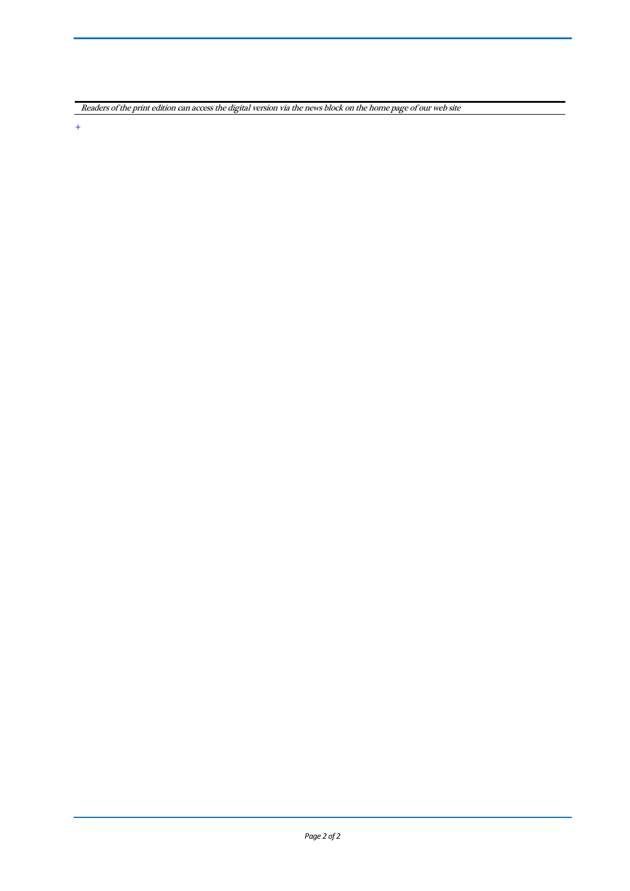*Readers of the print edition can access the digital version via the news block on the home page of our web site*

+